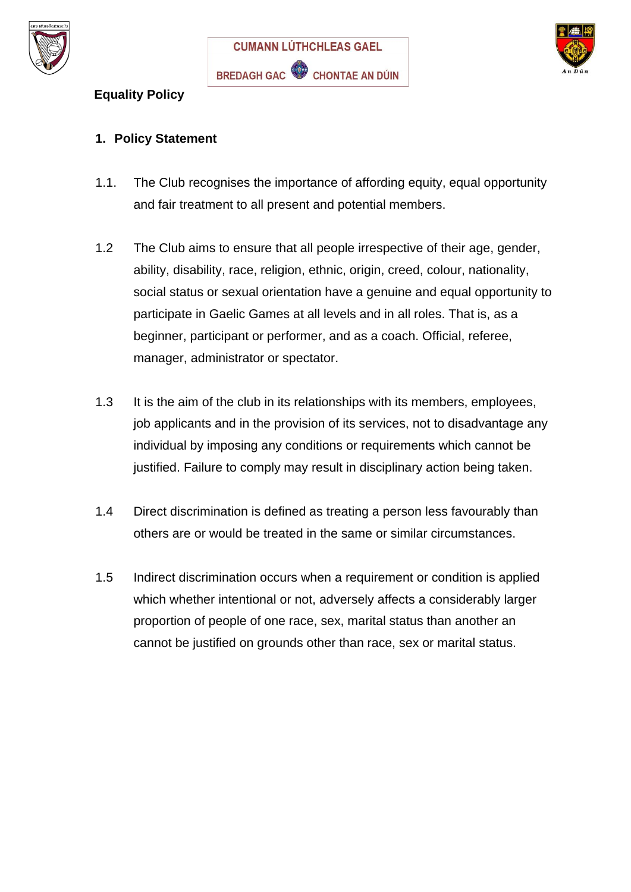CUMANN LÚTHCHLEAS GAEL

BREDAGH GAC CHONTAE AN DÚIN

**Equality Policy**

## 1. Policy Statement

1.1. The Club recognises the importance of affording equity, equal opportunity and fair treatment to all present and potential members.

1.2 The Club aims to ensure that all people irrespective of their age, gender, ability, disability, race, religion, ethnic, origin, creed, colour, nationality, social status or sexual orientation have a genuine and equal opportunity to participate in Gaelic Games at all levels and in all roles. That is, as a beginner, participant or performer, and as a coach. Official, referee, manager, administrator or spectator.

1.3 It is the aim of the club in its relationships with its members, employees, job applicants and in the provision of its services, not to disadvantage any individual by imposing any conditions or requirements which cannot be justified. Failure to comply may result in disciplinary action being taken.

1.4 Direct discrimination is defined as treating a person less favourably than others are or would be treated in the same or similar circumstances.

1.5 Indirect discrimination occurs when a requirement or condition is applied which whether intentional or not, adversely affects a considerably larger proportion of people of one race, sex, marital status than another an cannot be justified on grounds other than race, sex or marital status.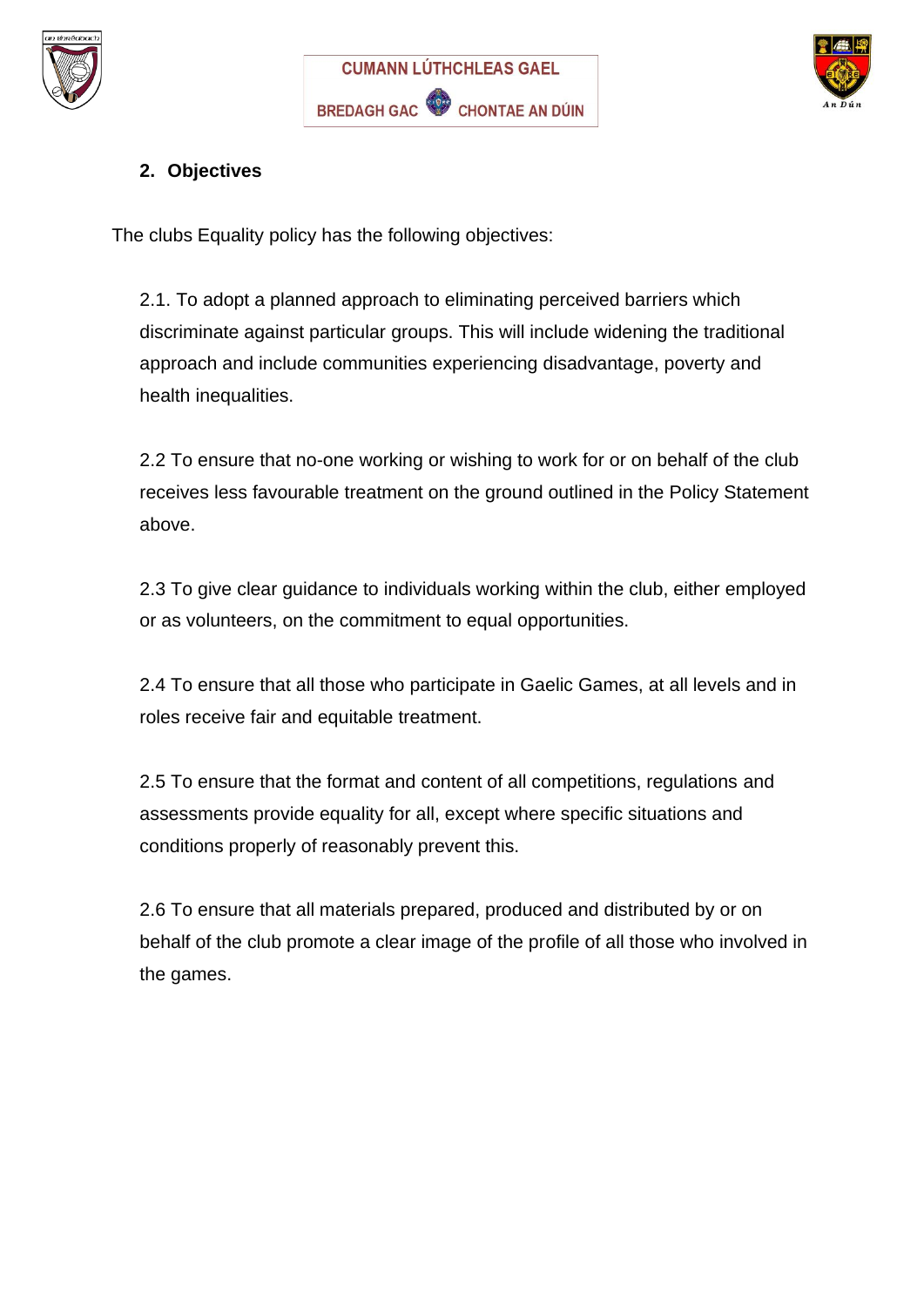## 2. Objectives

The clubs Equality policy has the following objectives:

2.1. To adopt a planned approach to eliminating perceived barriers which discriminate against particular groups. This will include widening the traditional approach and include communities experiencing disadvantage, poverty and health inequalities.

2.2 To ensure that no-one working or wishing to work for or on behalf of the club receives less favourable treatment on the ground outlined in the Policy Statement above.

2.3 To give clear guidance to individuals working within the club, either employed or as volunteers, on the commitment to equal opportunities.

2.4 To ensure that all those who participate in Gaelic Games, at all levels and in roles receive fair and equitable treatment.

2.5 To ensure that the format and content of all competitions, regulations and assessments provide equality for all, except where specific situations and conditions properly of reasonably prevent this.

2.6 To ensure that all materials prepared, produced and distributed by or on behalf of the club promote a clear image of the profile of all those who involved in the games.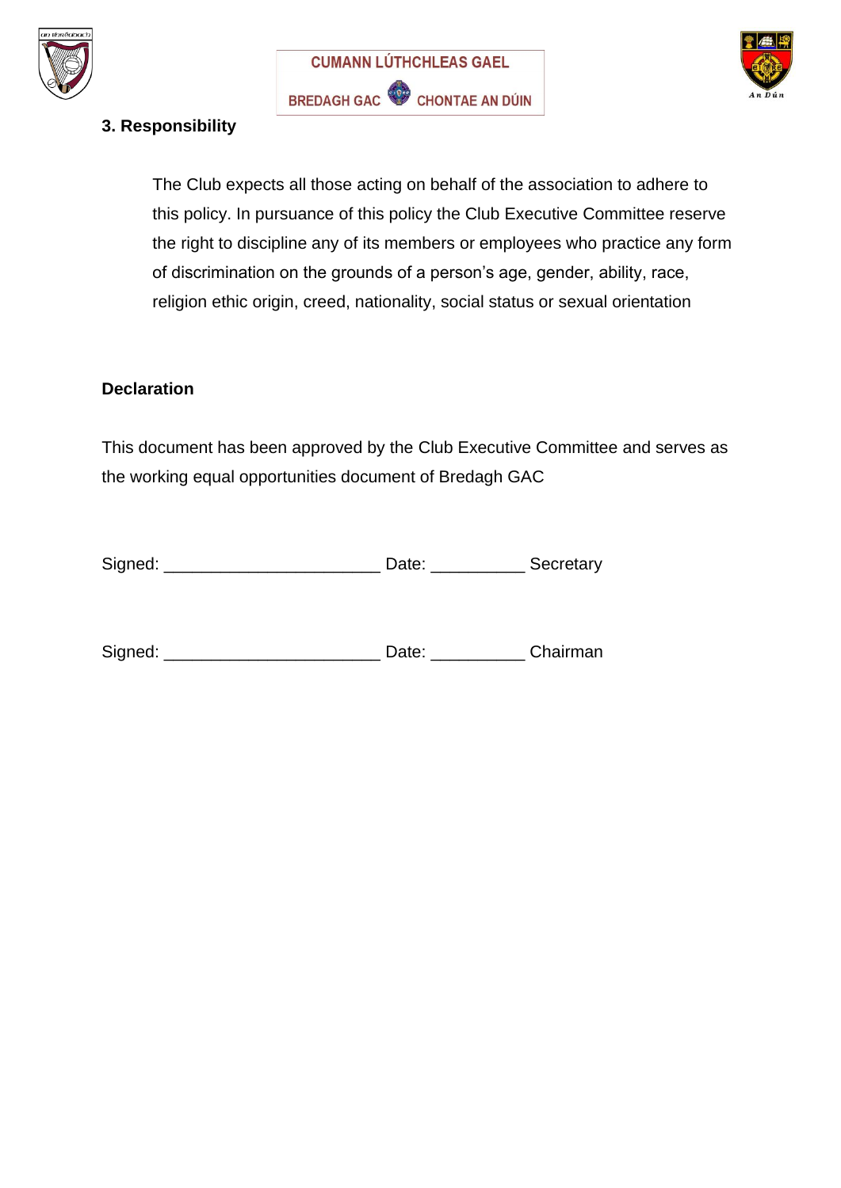## 3. Responsibility

The Club expects all those acting on behalf of the association to adhere to this policy. In pursuance of this policy the Club Executive Committee reserve the right to discipline any of its members or employees who practice any form of discrimination on the grounds of a person's age, gender, ability, race, religion ethic origin, creed, nationality, social status or sexual orientation

**Declaration**

This document has been approved by the Club Executive Committee and serves as the working equal opportunities document of Bredagh GAC

Signed: ______________________ Date: __________ Secretary

Signed: ______________________ Date: __________ Chairman